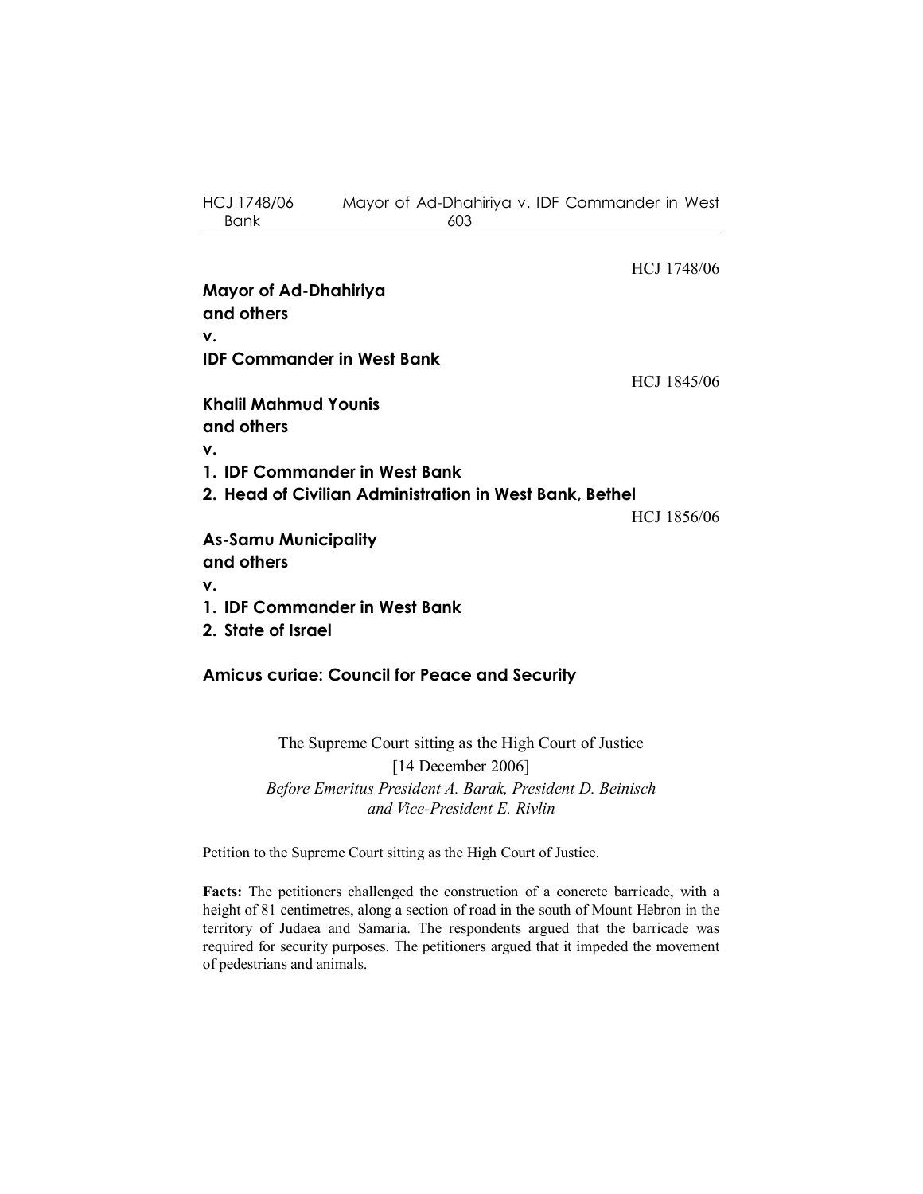HCJ 1748/06

**Mayor of Ad-Dhahiriya**
**and others**
**v.**
**IDF Commander in West Bank**

HCJ 1845/06

**Khalil Mahmud Younis**
**and others**
**v.**
**1. IDF Commander in West Bank**
**2. Head of Civilian Administration in West Bank, Bethel**

HCJ 1856/06

**As-Samu Municipality**
**and others**
**v.**
**1. IDF Commander in West Bank**
**2. State of Israel**

**Amicus curiae: Council for Peace and Security**

The Supreme Court sitting as the High Court of Justice
[14 December 2006]
*Before Emeritus President A. Barak, President D. Beinisch and Vice-President E. Rivlin*

Petition to the Supreme Court sitting as the High Court of Justice.

**Facts:** The petitioners challenged the construction of a concrete barricade, with a height of 81 centimetres, along a section of road in the south of Mount Hebron in the territory of Judaea and Samaria. The respondents argued that the barricade was required for security purposes. The petitioners argued that it impeded the movement of pedestrians and animals.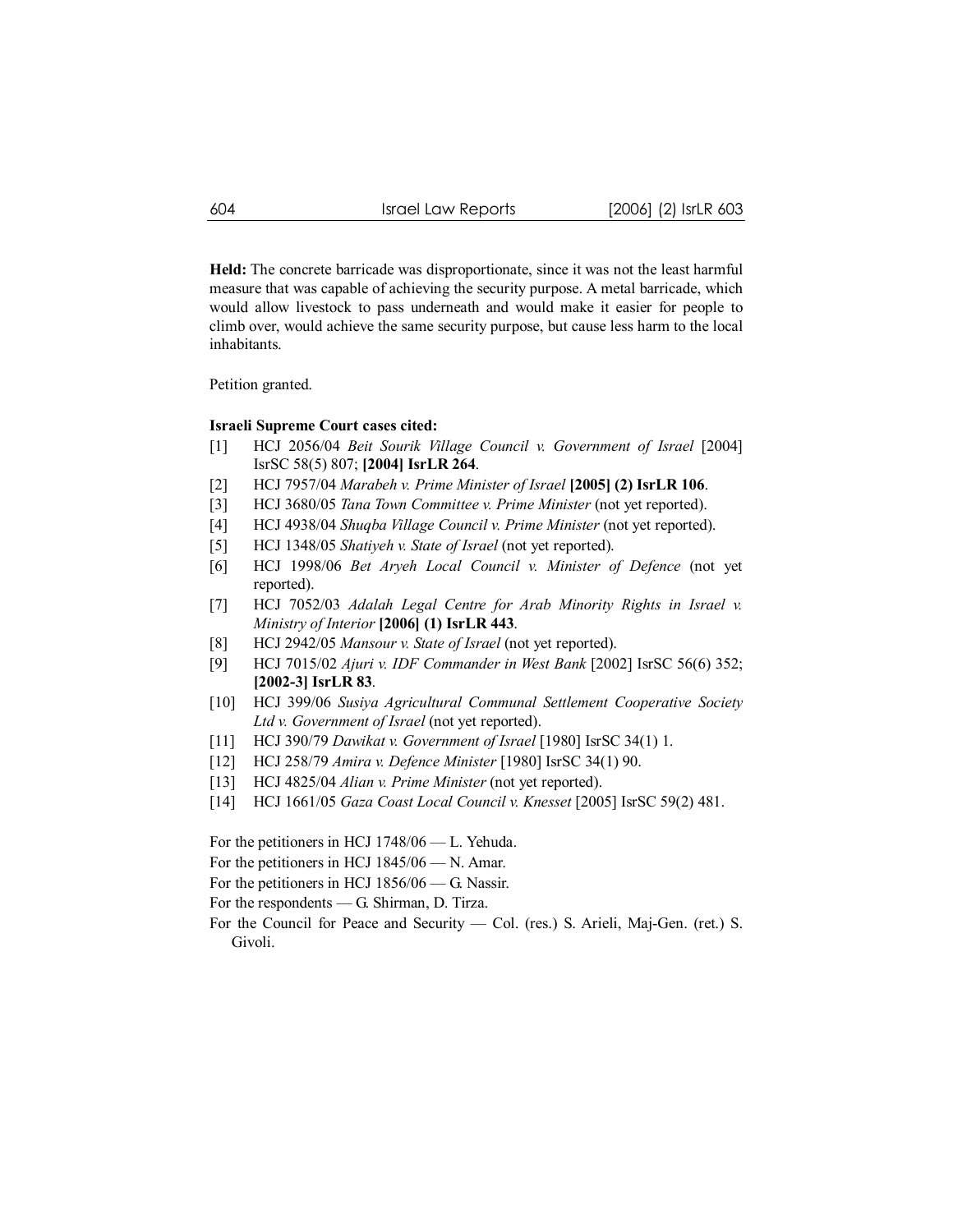**Held:** The concrete barricade was disproportionate, since it was not the least harmful measure that was capable of achieving the security purpose. A metal barricade, which would allow livestock to pass underneath and would make it easier for people to climb over, would achieve the same security purpose, but cause less harm to the local inhabitants.

Petition granted.

**Israeli Supreme Court cases cited:**

[1] HCJ 2056/04 *Beit Sourik Village Council v. Government of Israel* [2004] IsrSC 58(5) 807; **[2004] IsrLR 264**.

[2] HCJ 7957/04 *Marabeh v. Prime Minister of Israel* **[2005] (2) IsrLR 106**.

[3] HCJ 3680/05 *Tana Town Committee v. Prime Minister* (not yet reported).

[4] HCJ 4938/04 *Shuqba Village Council v. Prime Minister* (not yet reported).

[5] HCJ 1348/05 *Shatiyeh v. State of Israel* (not yet reported).

[6] HCJ 1998/06 *Bet Aryeh Local Council v. Minister of Defence* (not yet reported).

[7] HCJ 7052/03 *Adalah Legal Centre for Arab Minority Rights in Israel v. Ministry of Interior* **[2006] (1) IsrLR 443**.

[8] HCJ 2942/05 *Mansour v. State of Israel* (not yet reported).

[9] HCJ 7015/02 *Ajuri v. IDF Commander in West Bank* [2002] IsrSC 56(6) 352; **[2002-3] IsrLR 83**.

[10] HCJ 399/06 *Susiya Agricultural Communal Settlement Cooperative Society Ltd v. Government of Israel* (not yet reported).

[11] HCJ 390/79 *Dawikat v. Government of Israel* [1980] IsrSC 34(1) 1.

[12] HCJ 258/79 *Amira v. Defence Minister* [1980] IsrSC 34(1) 90.

[13] HCJ 4825/04 *Alian v. Prime Minister* (not yet reported).

[14] HCJ 1661/05 *Gaza Coast Local Council v. Knesset* [2005] IsrSC 59(2) 481.

For the petitioners in HCJ 1748/06 — L. Yehuda.

For the petitioners in HCJ 1845/06 — N. Amar.

For the petitioners in HCJ 1856/06 — G. Nassir.

For the respondents — G. Shirman, D. Tirza.

For the Council for Peace and Security — Col. (res.) S. Arieli, Maj-Gen. (ret.) S. Givoli.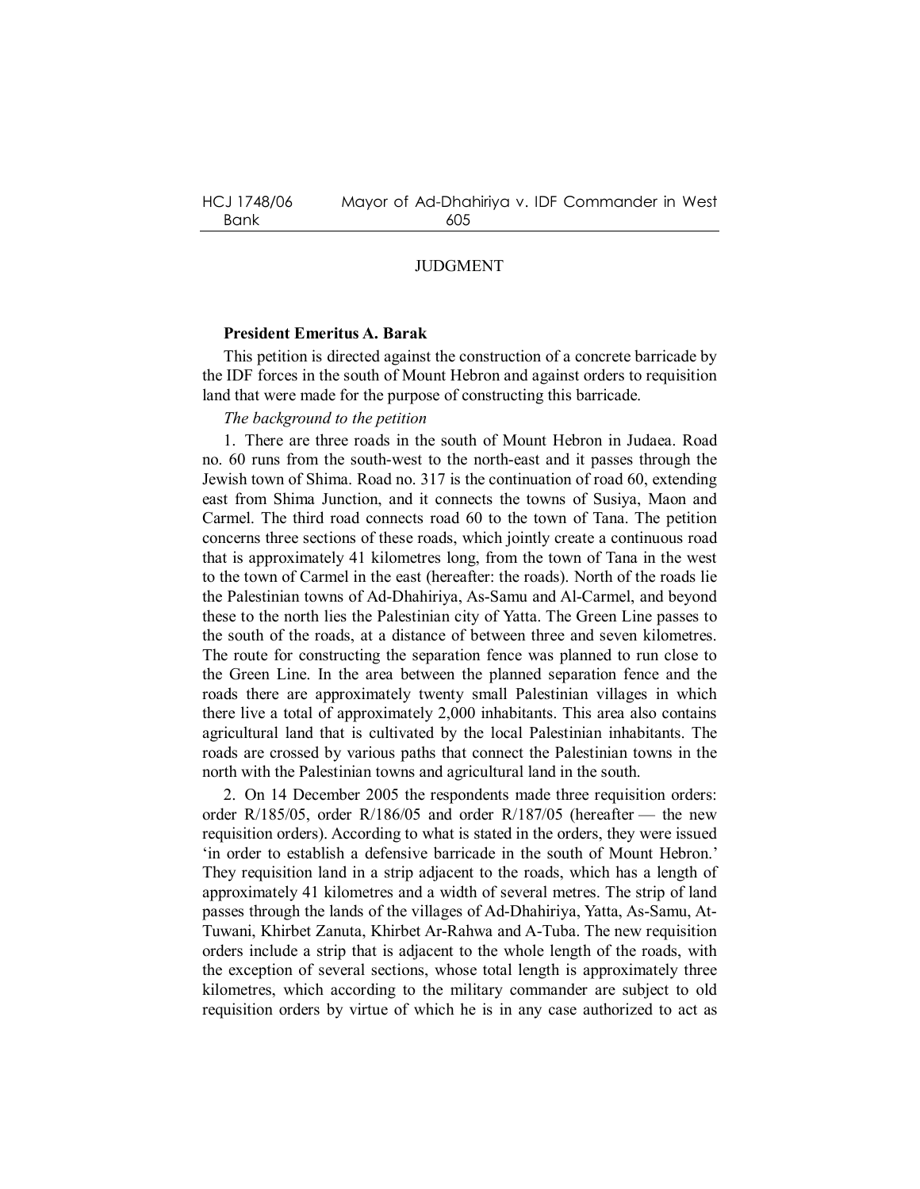## JUDGMENT

**President Emeritus A. Barak**

This petition is directed against the construction of a concrete barricade by the IDF forces in the south of Mount Hebron and against orders to requisition land that were made for the purpose of constructing this barricade.

*The background to the petition*

1. There are three roads in the south of Mount Hebron in Judaea. Road no. 60 runs from the south-west to the north-east and it passes through the Jewish town of Shima. Road no. 317 is the continuation of road 60, extending east from Shima Junction, and it connects the towns of Susiya, Maon and Carmel. The third road connects road 60 to the town of Tana. The petition concerns three sections of these roads, which jointly create a continuous road that is approximately 41 kilometres long, from the town of Tana in the west to the town of Carmel in the east (hereafter: the roads). North of the roads lie the Palestinian towns of Ad-Dhahiriya, As-Samu and Al-Carmel, and beyond these to the north lies the Palestinian city of Yatta. The Green Line passes to the south of the roads, at a distance of between three and seven kilometres. The route for constructing the separation fence was planned to run close to the Green Line. In the area between the planned separation fence and the roads there are approximately twenty small Palestinian villages in which there live a total of approximately 2,000 inhabitants. This area also contains agricultural land that is cultivated by the local Palestinian inhabitants. The roads are crossed by various paths that connect the Palestinian towns in the north with the Palestinian towns and agricultural land in the south.

2. On 14 December 2005 the respondents made three requisition orders: order R/185/05, order R/186/05 and order R/187/05 (hereafter — the new requisition orders). According to what is stated in the orders, they were issued 'in order to establish a defensive barricade in the south of Mount Hebron.' They requisition land in a strip adjacent to the roads, which has a length of approximately 41 kilometres and a width of several metres. The strip of land passes through the lands of the villages of Ad-Dhahiriya, Yatta, As-Samu, At-Tuwani, Khirbet Zanuta, Khirbet Ar-Rahwa and A-Tuba. The new requisition orders include a strip that is adjacent to the whole length of the roads, with the exception of several sections, whose total length is approximately three kilometres, which according to the military commander are subject to old requisition orders by virtue of which he is in any case authorized to act as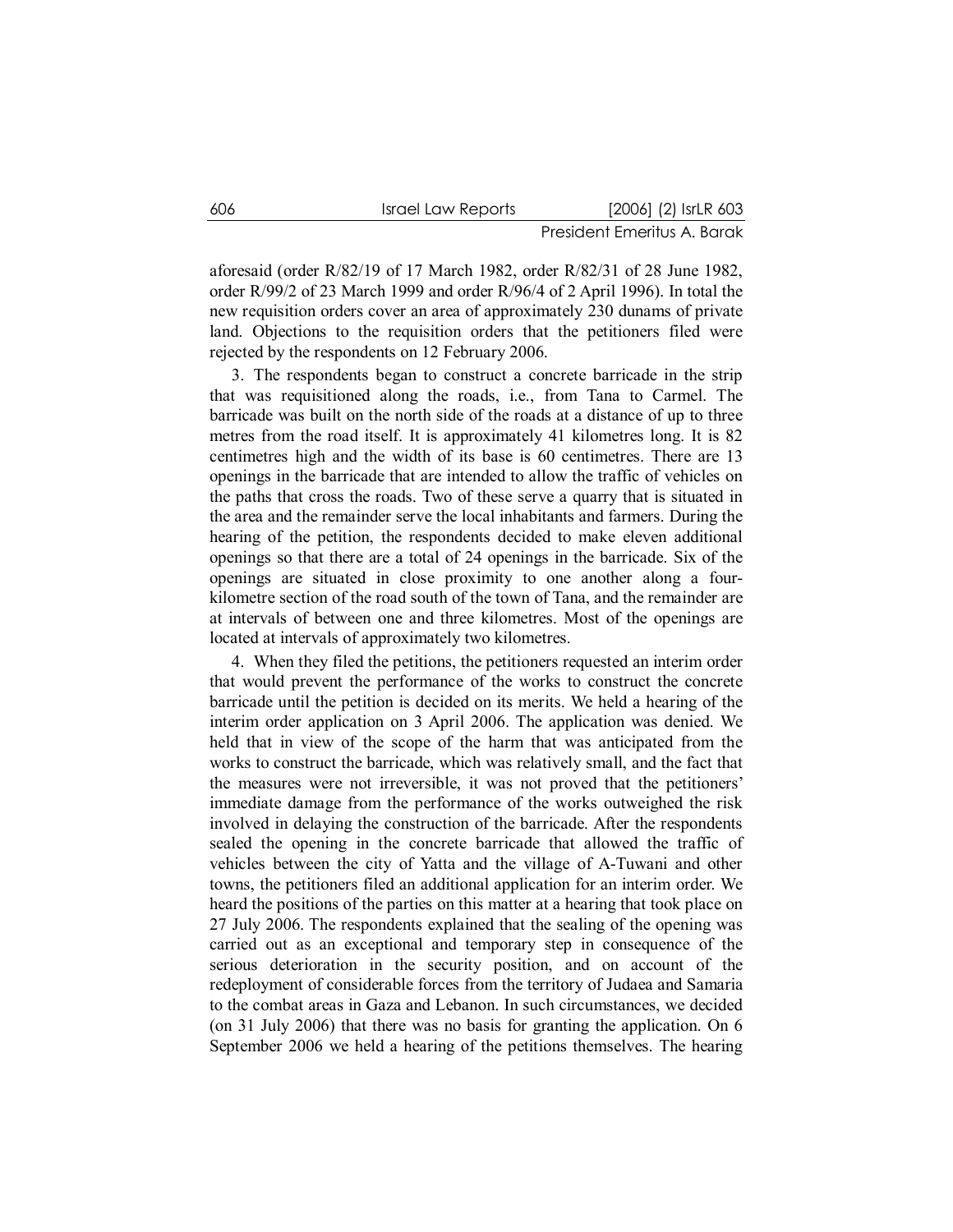aforesaid (order R/82/19 of 17 March 1982, order R/82/31 of 28 June 1982, order R/99/2 of 23 March 1999 and order R/96/4 of 2 April 1996). In total the new requisition orders cover an area of approximately 230 dunams of private land. Objections to the requisition orders that the petitioners filed were rejected by the respondents on 12 February 2006.

3. The respondents began to construct a concrete barricade in the strip that was requisitioned along the roads, i.e., from Tana to Carmel. The barricade was built on the north side of the roads at a distance of up to three metres from the road itself. It is approximately 41 kilometres long. It is 82 centimetres high and the width of its base is 60 centimetres. There are 13 openings in the barricade that are intended to allow the traffic of vehicles on the paths that cross the roads. Two of these serve a quarry that is situated in the area and the remainder serve the local inhabitants and farmers. During the hearing of the petition, the respondents decided to make eleven additional openings so that there are a total of 24 openings in the barricade. Six of the openings are situated in close proximity to one another along a four-kilometre section of the road south of the town of Tana, and the remainder are at intervals of between one and three kilometres. Most of the openings are located at intervals of approximately two kilometres.

4. When they filed the petitions, the petitioners requested an interim order that would prevent the performance of the works to construct the concrete barricade until the petition is decided on its merits. We held a hearing of the interim order application on 3 April 2006. The application was denied. We held that in view of the scope of the harm that was anticipated from the works to construct the barricade, which was relatively small, and the fact that the measures were not irreversible, it was not proved that the petitioners' immediate damage from the performance of the works outweighed the risk involved in delaying the construction of the barricade. After the respondents sealed the opening in the concrete barricade that allowed the traffic of vehicles between the city of Yatta and the village of A-Tuwani and other towns, the petitioners filed an additional application for an interim order. We heard the positions of the parties on this matter at a hearing that took place on 27 July 2006. The respondents explained that the sealing of the opening was carried out as an exceptional and temporary step in consequence of the serious deterioration in the security position, and on account of the redeployment of considerable forces from the territory of Judaea and Samaria to the combat areas in Gaza and Lebanon. In such circumstances, we decided (on 31 July 2006) that there was no basis for granting the application. On 6 September 2006 we held a hearing of the petitions themselves. The hearing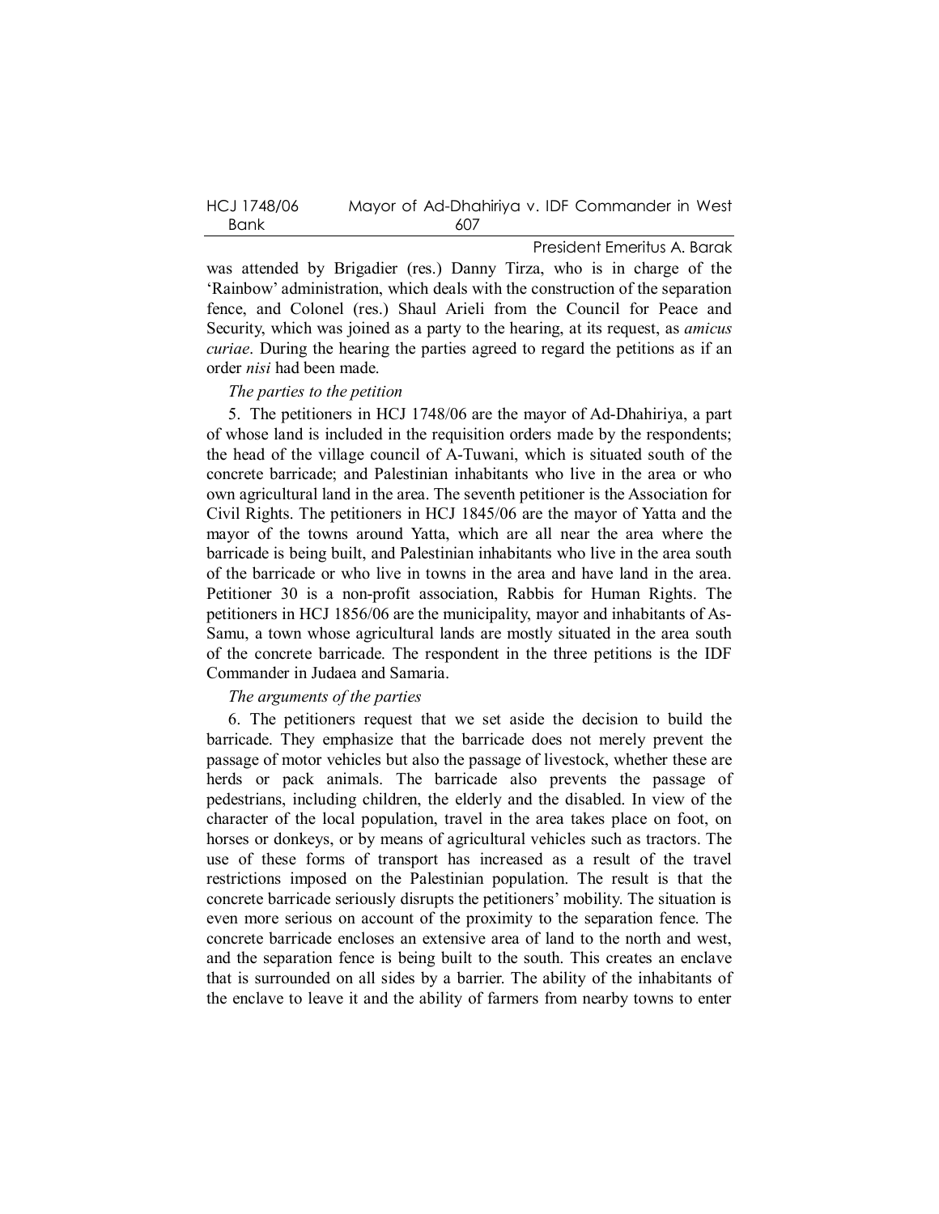was attended by Brigadier (res.) Danny Tirza, who is in charge of the 'Rainbow' administration, which deals with the construction of the separation fence, and Colonel (res.) Shaul Arieli from the Council for Peace and Security, which was joined as a party to the hearing, at its request, as *amicus curiae*. During the hearing the parties agreed to regard the petitions as if an order *nisi* had been made.

*The parties to the petition*

5. The petitioners in HCJ 1748/06 are the mayor of Ad-Dhahiriya, a part of whose land is included in the requisition orders made by the respondents; the head of the village council of A-Tuwani, which is situated south of the concrete barricade; and Palestinian inhabitants who live in the area or who own agricultural land in the area. The seventh petitioner is the Association for Civil Rights. The petitioners in HCJ 1845/06 are the mayor of Yatta and the mayor of the towns around Yatta, which are all near the area where the barricade is being built, and Palestinian inhabitants who live in the area south of the barricade or who live in towns in the area and have land in the area. Petitioner 30 is a non-profit association, Rabbis for Human Rights. The petitioners in HCJ 1856/06 are the municipality, mayor and inhabitants of As-Samu, a town whose agricultural lands are mostly situated in the area south of the concrete barricade. The respondent in the three petitions is the IDF Commander in Judaea and Samaria.

*The arguments of the parties*

6. The petitioners request that we set aside the decision to build the barricade. They emphasize that the barricade does not merely prevent the passage of motor vehicles but also the passage of livestock, whether these are herds or pack animals. The barricade also prevents the passage of pedestrians, including children, the elderly and the disabled. In view of the character of the local population, travel in the area takes place on foot, on horses or donkeys, or by means of agricultural vehicles such as tractors. The use of these forms of transport has increased as a result of the travel restrictions imposed on the Palestinian population. The result is that the concrete barricade seriously disrupts the petitioners' mobility. The situation is even more serious on account of the proximity to the separation fence. The concrete barricade encloses an extensive area of land to the north and west, and the separation fence is being built to the south. This creates an enclave that is surrounded on all sides by a barrier. The ability of the inhabitants of the enclave to leave it and the ability of farmers from nearby towns to enter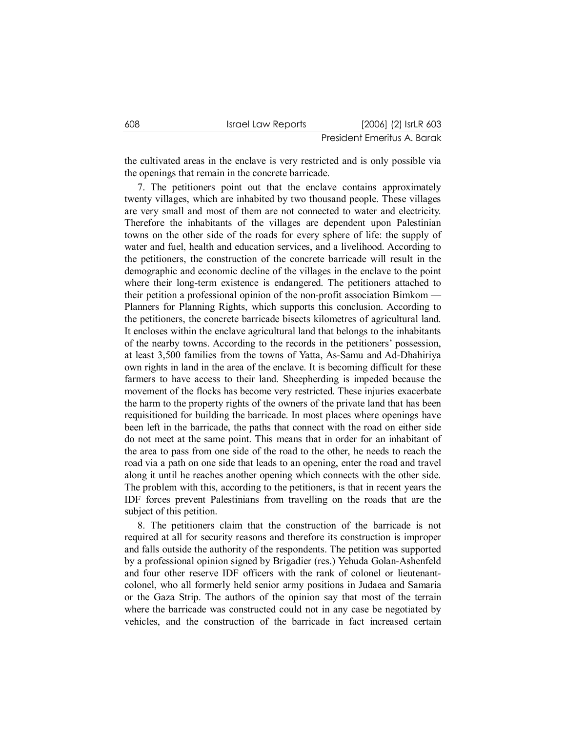the cultivated areas in the enclave is very restricted and is only possible via the openings that remain in the concrete barricade.

7. The petitioners point out that the enclave contains approximately twenty villages, which are inhabited by two thousand people. These villages are very small and most of them are not connected to water and electricity. Therefore the inhabitants of the villages are dependent upon Palestinian towns on the other side of the roads for every sphere of life: the supply of water and fuel, health and education services, and a livelihood. According to the petitioners, the construction of the concrete barricade will result in the demographic and economic decline of the villages in the enclave to the point where their long-term existence is endangered. The petitioners attached to their petition a professional opinion of the non-profit association Bimkom — Planners for Planning Rights, which supports this conclusion. According to the petitioners, the concrete barricade bisects kilometres of agricultural land. It encloses within the enclave agricultural land that belongs to the inhabitants of the nearby towns. According to the records in the petitioners' possession, at least 3,500 families from the towns of Yatta, As-Samu and Ad-Dhahiriya own rights in land in the area of the enclave. It is becoming difficult for these farmers to have access to their land. Sheepherding is impeded because the movement of the flocks has become very restricted. These injuries exacerbate the harm to the property rights of the owners of the private land that has been requisitioned for building the barricade. In most places where openings have been left in the barricade, the paths that connect with the road on either side do not meet at the same point. This means that in order for an inhabitant of the area to pass from one side of the road to the other, he needs to reach the road via a path on one side that leads to an opening, enter the road and travel along it until he reaches another opening which connects with the other side. The problem with this, according to the petitioners, is that in recent years the IDF forces prevent Palestinians from travelling on the roads that are the subject of this petition.

8. The petitioners claim that the construction of the barricade is not required at all for security reasons and therefore its construction is improper and falls outside the authority of the respondents. The petition was supported by a professional opinion signed by Brigadier (res.) Yehuda Golan-Ashenfeld and four other reserve IDF officers with the rank of colonel or lieutenant-colonel, who all formerly held senior army positions in Judaea and Samaria or the Gaza Strip. The authors of the opinion say that most of the terrain where the barricade was constructed could not in any case be negotiated by vehicles, and the construction of the barricade in fact increased certain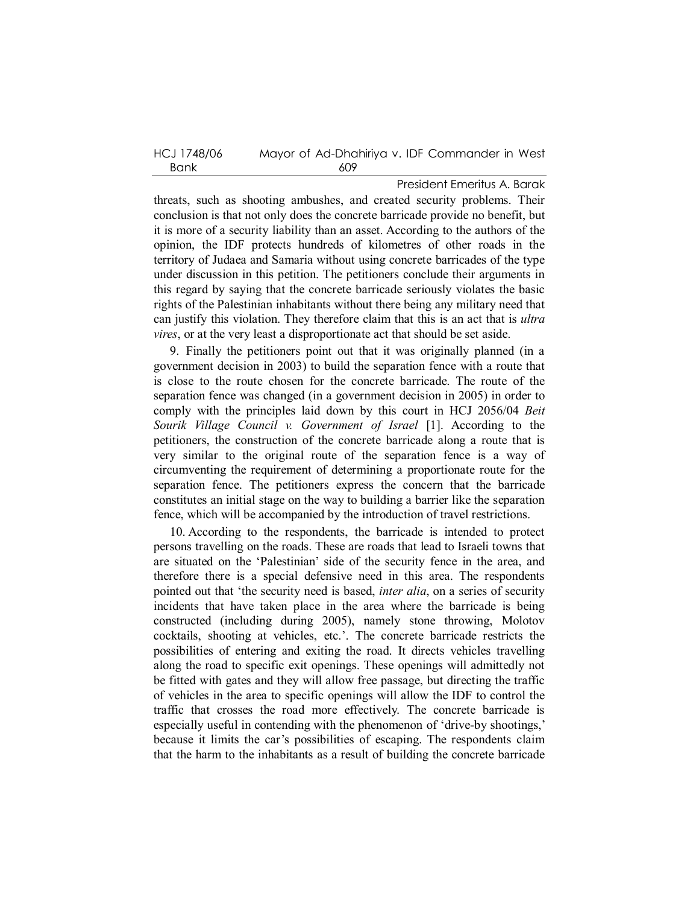threats, such as shooting ambushes, and created security problems. Their conclusion is that not only does the concrete barricade provide no benefit, but it is more of a security liability than an asset. According to the authors of the opinion, the IDF protects hundreds of kilometres of other roads in the territory of Judaea and Samaria without using concrete barricades of the type under discussion in this petition. The petitioners conclude their arguments in this regard by saying that the concrete barricade seriously violates the basic rights of the Palestinian inhabitants without there being any military need that can justify this violation. They therefore claim that this is an act that is *ultra vires*, or at the very least a disproportionate act that should be set aside.

9. Finally the petitioners point out that it was originally planned (in a government decision in 2003) to build the separation fence with a route that is close to the route chosen for the concrete barricade. The route of the separation fence was changed (in a government decision in 2005) in order to comply with the principles laid down by this court in HCJ 2056/04 *Beit Sourik Village Council v. Government of Israel* [1]. According to the petitioners, the construction of the concrete barricade along a route that is very similar to the original route of the separation fence is a way of circumventing the requirement of determining a proportionate route for the separation fence. The petitioners express the concern that the barricade constitutes an initial stage on the way to building a barrier like the separation fence, which will be accompanied by the introduction of travel restrictions.

10. According to the respondents, the barricade is intended to protect persons travelling on the roads. These are roads that lead to Israeli towns that are situated on the 'Palestinian' side of the security fence in the area, and therefore there is a special defensive need in this area. The respondents pointed out that 'the security need is based, *inter alia*, on a series of security incidents that have taken place in the area where the barricade is being constructed (including during 2005), namely stone throwing, Molotov cocktails, shooting at vehicles, etc.'. The concrete barricade restricts the possibilities of entering and exiting the road. It directs vehicles travelling along the road to specific exit openings. These openings will admittedly not be fitted with gates and they will allow free passage, but directing the traffic of vehicles in the area to specific openings will allow the IDF to control the traffic that crosses the road more effectively. The concrete barricade is especially useful in contending with the phenomenon of 'drive-by shootings,' because it limits the car's possibilities of escaping. The respondents claim that the harm to the inhabitants as a result of building the concrete barricade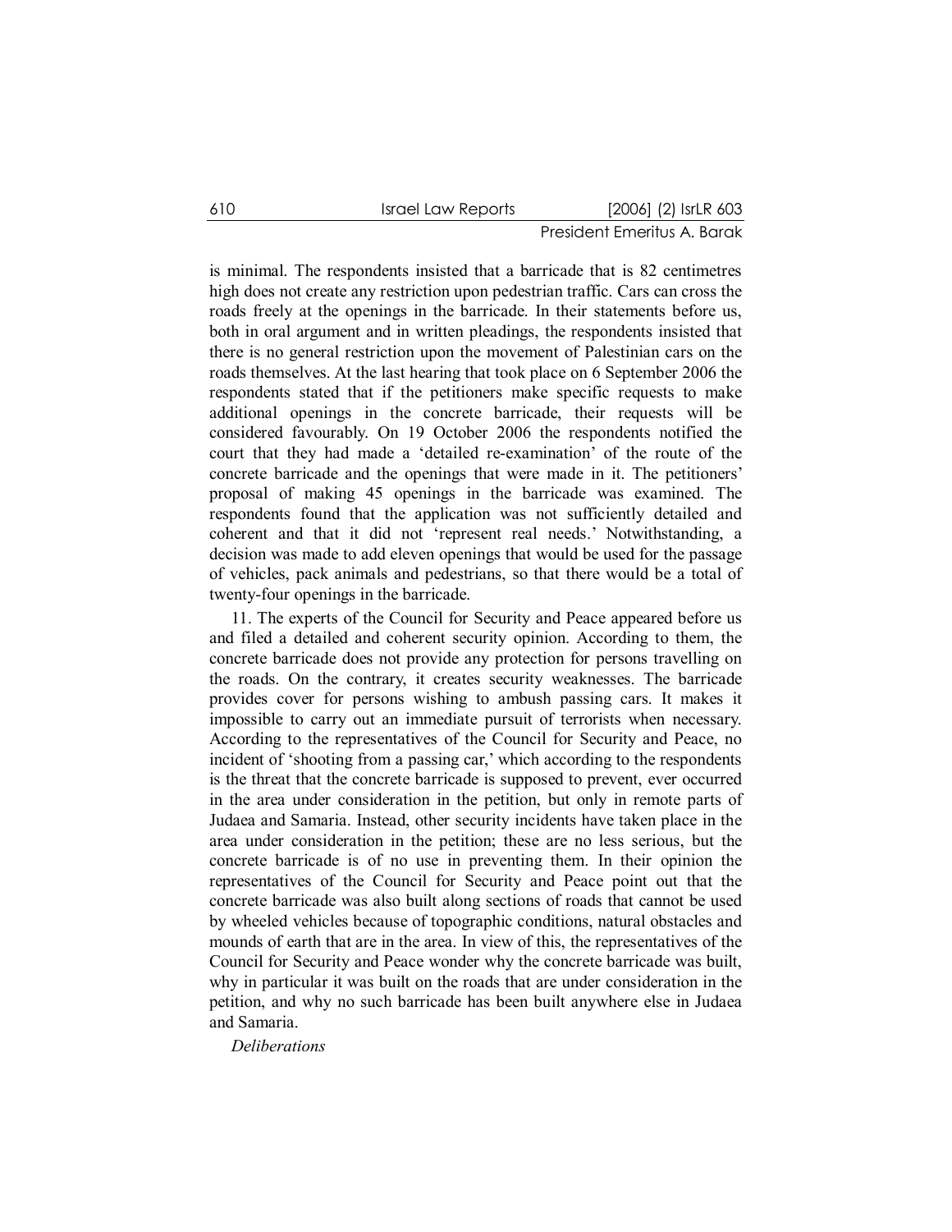is minimal. The respondents insisted that a barricade that is 82 centimetres high does not create any restriction upon pedestrian traffic. Cars can cross the roads freely at the openings in the barricade. In their statements before us, both in oral argument and in written pleadings, the respondents insisted that there is no general restriction upon the movement of Palestinian cars on the roads themselves. At the last hearing that took place on 6 September 2006 the respondents stated that if the petitioners make specific requests to make additional openings in the concrete barricade, their requests will be considered favourably. On 19 October 2006 the respondents notified the court that they had made a 'detailed re-examination' of the route of the concrete barricade and the openings that were made in it. The petitioners' proposal of making 45 openings in the barricade was examined. The respondents found that the application was not sufficiently detailed and coherent and that it did not 'represent real needs.' Notwithstanding, a decision was made to add eleven openings that would be used for the passage of vehicles, pack animals and pedestrians, so that there would be a total of twenty-four openings in the barricade.

11. The experts of the Council for Security and Peace appeared before us and filed a detailed and coherent security opinion. According to them, the concrete barricade does not provide any protection for persons travelling on the roads. On the contrary, it creates security weaknesses. The barricade provides cover for persons wishing to ambush passing cars. It makes it impossible to carry out an immediate pursuit of terrorists when necessary. According to the representatives of the Council for Security and Peace, no incident of 'shooting from a passing car,' which according to the respondents is the threat that the concrete barricade is supposed to prevent, ever occurred in the area under consideration in the petition, but only in remote parts of Judaea and Samaria. Instead, other security incidents have taken place in the area under consideration in the petition; these are no less serious, but the concrete barricade is of no use in preventing them. In their opinion the representatives of the Council for Security and Peace point out that the concrete barricade was also built along sections of roads that cannot be used by wheeled vehicles because of topographic conditions, natural obstacles and mounds of earth that are in the area. In view of this, the representatives of the Council for Security and Peace wonder why the concrete barricade was built, why in particular it was built on the roads that are under consideration in the petition, and why no such barricade has been built anywhere else in Judaea and Samaria.

*Deliberations*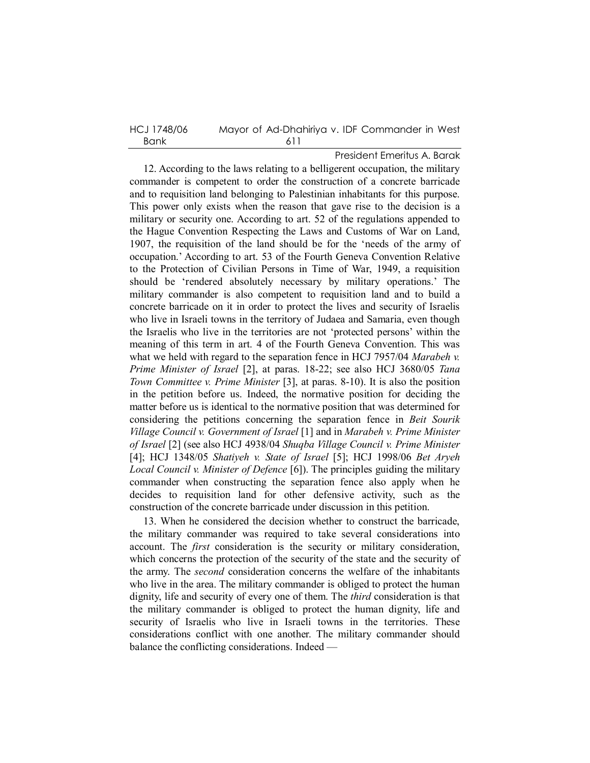12. According to the laws relating to a belligerent occupation, the military commander is competent to order the construction of a concrete barricade and to requisition land belonging to Palestinian inhabitants for this purpose. This power only exists when the reason that gave rise to the decision is a military or security one. According to art. 52 of the regulations appended to the Hague Convention Respecting the Laws and Customs of War on Land, 1907, the requisition of the land should be for the 'needs of the army of occupation.' According to art. 53 of the Fourth Geneva Convention Relative to the Protection of Civilian Persons in Time of War, 1949, a requisition should be 'rendered absolutely necessary by military operations.' The military commander is also competent to requisition land and to build a concrete barricade on it in order to protect the lives and security of Israelis who live in Israeli towns in the territory of Judaea and Samaria, even though the Israelis who live in the territories are not 'protected persons' within the meaning of this term in art. 4 of the Fourth Geneva Convention. This was what we held with regard to the separation fence in HCJ 7957/04 *Marabeh v. Prime Minister of Israel* [2], at paras. 18-22; see also HCJ 3680/05 *Tana Town Committee v. Prime Minister* [3], at paras. 8-10). It is also the position in the petition before us. Indeed, the normative position for deciding the matter before us is identical to the normative position that was determined for considering the petitions concerning the separation fence in *Beit Sourik Village Council v. Government of Israel* [1] and in *Marabeh v. Prime Minister of Israel* [2] (see also HCJ 4938/04 *Shuqba Village Council v. Prime Minister* [4]; HCJ 1348/05 *Shatiyeh v. State of Israel* [5]; HCJ 1998/06 *Bet Aryeh Local Council v. Minister of Defence* [6]). The principles guiding the military commander when constructing the separation fence also apply when he decides to requisition land for other defensive activity, such as the construction of the concrete barricade under discussion in this petition.

13. When he considered the decision whether to construct the barricade, the military commander was required to take several considerations into account. The *first* consideration is the security or military consideration, which concerns the protection of the security of the state and the security of the army. The *second* consideration concerns the welfare of the inhabitants who live in the area. The military commander is obliged to protect the human dignity, life and security of every one of them. The *third* consideration is that the military commander is obliged to protect the human dignity, life and security of Israelis who live in Israeli towns in the territories. These considerations conflict with one another. The military commander should balance the conflicting considerations. Indeed —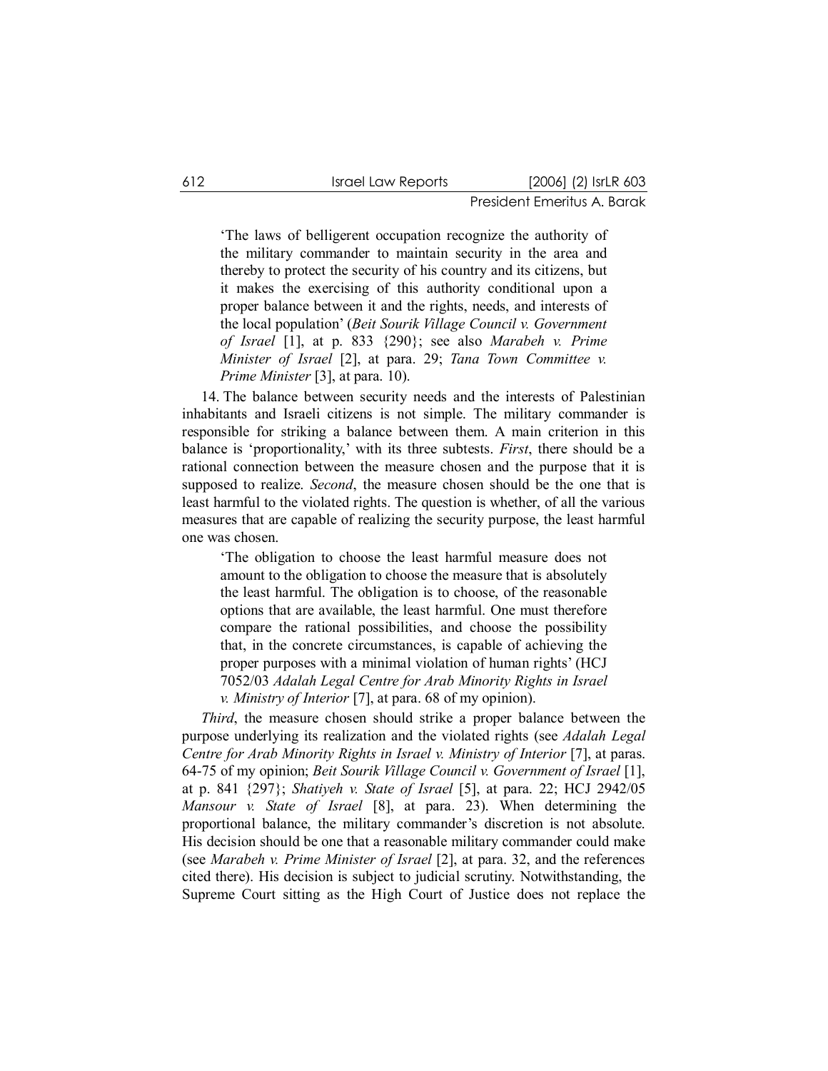> 'The laws of belligerent occupation recognize the authority of the military commander to maintain security in the area and thereby to protect the security of his country and its citizens, but it makes the exercising of this authority conditional upon a proper balance between it and the rights, needs, and interests of the local population' (*Beit Sourik Village Council v. Government of Israel* [1], at p. 833 {290}; see also *Marabeh v. Prime Minister of Israel* [2], at para. 29; *Tana Town Committee v. Prime Minister* [3], at para. 10).

14. The balance between security needs and the interests of Palestinian inhabitants and Israeli citizens is not simple. The military commander is responsible for striking a balance between them. A main criterion in this balance is 'proportionality,' with its three subtests. *First*, there should be a rational connection between the measure chosen and the purpose that it is supposed to realize. *Second*, the measure chosen should be the one that is least harmful to the violated rights. The question is whether, of all the various measures that are capable of realizing the security purpose, the least harmful one was chosen.

> 'The obligation to choose the least harmful measure does not amount to the obligation to choose the measure that is absolutely the least harmful. The obligation is to choose, of the reasonable options that are available, the least harmful. One must therefore compare the rational possibilities, and choose the possibility that, in the concrete circumstances, is capable of achieving the proper purposes with a minimal violation of human rights' (HCJ 7052/03 *Adalah Legal Centre for Arab Minority Rights in Israel v. Ministry of Interior* [7], at para. 68 of my opinion).

*Third*, the measure chosen should strike a proper balance between the purpose underlying its realization and the violated rights (see *Adalah Legal Centre for Arab Minority Rights in Israel v. Ministry of Interior* [7], at paras. 64-75 of my opinion; *Beit Sourik Village Council v. Government of Israel* [1], at p. 841 {297}; *Shatiyeh v. State of Israel* [5], at para. 22; HCJ 2942/05 *Mansour v. State of Israel* [8], at para. 23). When determining the proportional balance, the military commander's discretion is not absolute. His decision should be one that a reasonable military commander could make (see *Marabeh v. Prime Minister of Israel* [2], at para. 32, and the references cited there). His decision is subject to judicial scrutiny. Notwithstanding, the Supreme Court sitting as the High Court of Justice does not replace the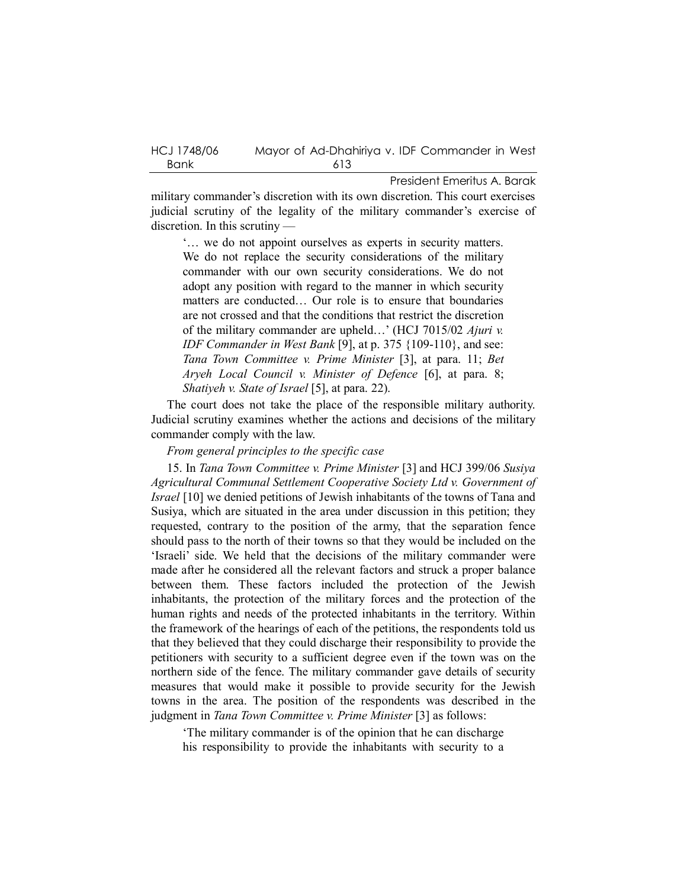military commander's discretion with its own discretion. This court exercises judicial scrutiny of the legality of the military commander's exercise of discretion. In this scrutiny —

> '… we do not appoint ourselves as experts in security matters. We do not replace the security considerations of the military commander with our own security considerations. We do not adopt any position with regard to the manner in which security matters are conducted… Our role is to ensure that boundaries are not crossed and that the conditions that restrict the discretion of the military commander are upheld…' (HCJ 7015/02 *Ajuri v. IDF Commander in West Bank* [9], at p. 375 {109-110}, and see: *Tana Town Committee v. Prime Minister* [3], at para. 11; *Bet Aryeh Local Council v. Minister of Defence* [6], at para. 8; *Shatiyeh v. State of Israel* [5], at para. 22).

The court does not take the place of the responsible military authority. Judicial scrutiny examines whether the actions and decisions of the military commander comply with the law.

*From general principles to the specific case*

15. In *Tana Town Committee v. Prime Minister* [3] and HCJ 399/06 *Susiya Agricultural Communal Settlement Cooperative Society Ltd v. Government of Israel* [10] we denied petitions of Jewish inhabitants of the towns of Tana and Susiya, which are situated in the area under discussion in this petition; they requested, contrary to the position of the army, that the separation fence should pass to the north of their towns so that they would be included on the 'Israeli' side. We held that the decisions of the military commander were made after he considered all the relevant factors and struck a proper balance between them. These factors included the protection of the Jewish inhabitants, the protection of the military forces and the protection of the human rights and needs of the protected inhabitants in the territory. Within the framework of the hearings of each of the petitions, the respondents told us that they believed that they could discharge their responsibility to provide the petitioners with security to a sufficient degree even if the town was on the northern side of the fence. The military commander gave details of security measures that would make it possible to provide security for the Jewish towns in the area. The position of the respondents was described in the judgment in *Tana Town Committee v. Prime Minister* [3] as follows:

> 'The military commander is of the opinion that he can discharge his responsibility to provide the inhabitants with security to a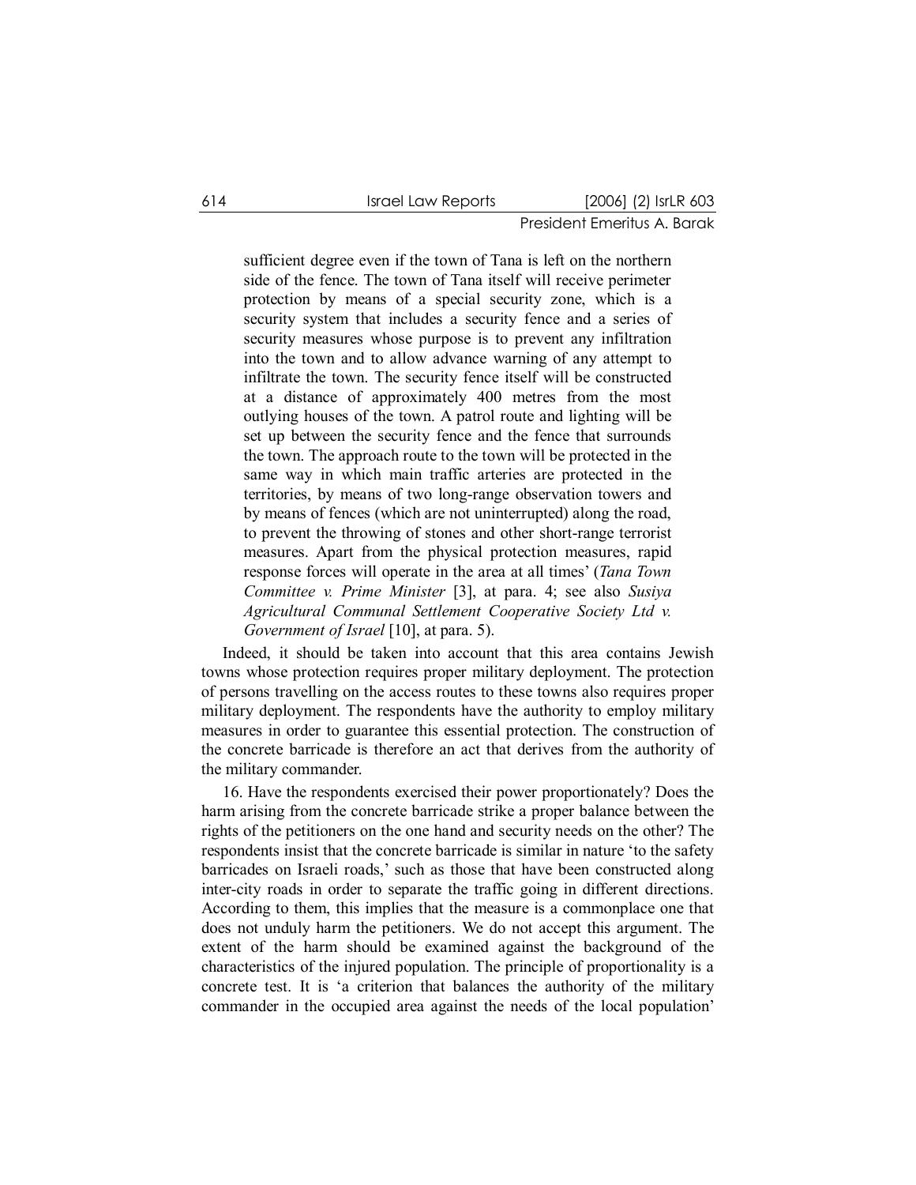> sufficient degree even if the town of Tana is left on the northern side of the fence. The town of Tana itself will receive perimeter protection by means of a special security zone, which is a security system that includes a security fence and a series of security measures whose purpose is to prevent any infiltration into the town and to allow advance warning of any attempt to infiltrate the town. The security fence itself will be constructed at a distance of approximately 400 metres from the most outlying houses of the town. A patrol route and lighting will be set up between the security fence and the fence that surrounds the town. The approach route to the town will be protected in the same way in which main traffic arteries are protected in the territories, by means of two long-range observation towers and by means of fences (which are not uninterrupted) along the road, to prevent the throwing of stones and other short-range terrorist measures. Apart from the physical protection measures, rapid response forces will operate in the area at all times' (*Tana Town Committee v. Prime Minister* [3], at para. 4; see also *Susiya Agricultural Communal Settlement Cooperative Society Ltd v. Government of Israel* [10], at para. 5).

Indeed, it should be taken into account that this area contains Jewish towns whose protection requires proper military deployment. The protection of persons travelling on the access routes to these towns also requires proper military deployment. The respondents have the authority to employ military measures in order to guarantee this essential protection. The construction of the concrete barricade is therefore an act that derives from the authority of the military commander.

16. Have the respondents exercised their power proportionately? Does the harm arising from the concrete barricade strike a proper balance between the rights of the petitioners on the one hand and security needs on the other? The respondents insist that the concrete barricade is similar in nature 'to the safety barricades on Israeli roads,' such as those that have been constructed along inter-city roads in order to separate the traffic going in different directions. According to them, this implies that the measure is a commonplace one that does not unduly harm the petitioners. We do not accept this argument. The extent of the harm should be examined against the background of the characteristics of the injured population. The principle of proportionality is a concrete test. It is 'a criterion that balances the authority of the military commander in the occupied area against the needs of the local population'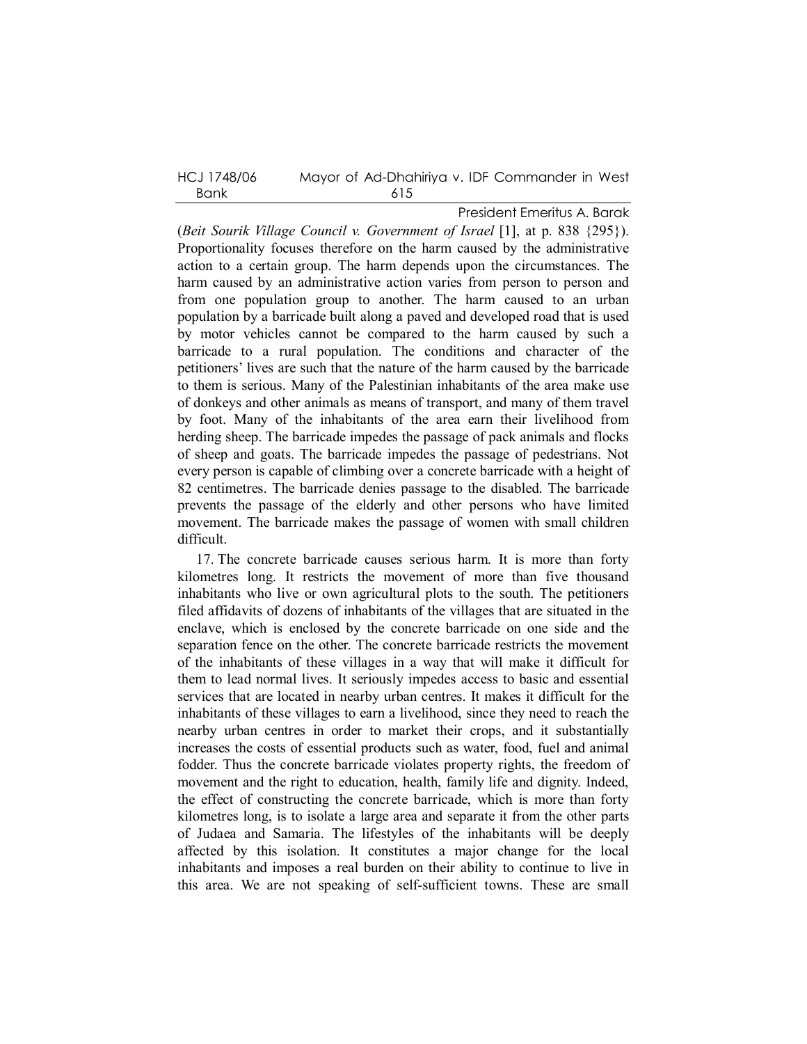(*Beit Sourik Village Council v. Government of Israel* [1], at p. 838 {295}). Proportionality focuses therefore on the harm caused by the administrative action to a certain group. The harm depends upon the circumstances. The harm caused by an administrative action varies from person to person and from one population group to another. The harm caused to an urban population by a barricade built along a paved and developed road that is used by motor vehicles cannot be compared to the harm caused by such a barricade to a rural population. The conditions and character of the petitioners' lives are such that the nature of the harm caused by the barricade to them is serious. Many of the Palestinian inhabitants of the area make use of donkeys and other animals as means of transport, and many of them travel by foot. Many of the inhabitants of the area earn their livelihood from herding sheep. The barricade impedes the passage of pack animals and flocks of sheep and goats. The barricade impedes the passage of pedestrians. Not every person is capable of climbing over a concrete barricade with a height of 82 centimetres. The barricade denies passage to the disabled. The barricade prevents the passage of the elderly and other persons who have limited movement. The barricade makes the passage of women with small children difficult.

17. The concrete barricade causes serious harm. It is more than forty kilometres long. It restricts the movement of more than five thousand inhabitants who live or own agricultural plots to the south. The petitioners filed affidavits of dozens of inhabitants of the villages that are situated in the enclave, which is enclosed by the concrete barricade on one side and the separation fence on the other. The concrete barricade restricts the movement of the inhabitants of these villages in a way that will make it difficult for them to lead normal lives. It seriously impedes access to basic and essential services that are located in nearby urban centres. It makes it difficult for the inhabitants of these villages to earn a livelihood, since they need to reach the nearby urban centres in order to market their crops, and it substantially increases the costs of essential products such as water, food, fuel and animal fodder. Thus the concrete barricade violates property rights, the freedom of movement and the right to education, health, family life and dignity. Indeed, the effect of constructing the concrete barricade, which is more than forty kilometres long, is to isolate a large area and separate it from the other parts of Judaea and Samaria. The lifestyles of the inhabitants will be deeply affected by this isolation. It constitutes a major change for the local inhabitants and imposes a real burden on their ability to continue to live in this area. We are not speaking of self-sufficient towns. These are small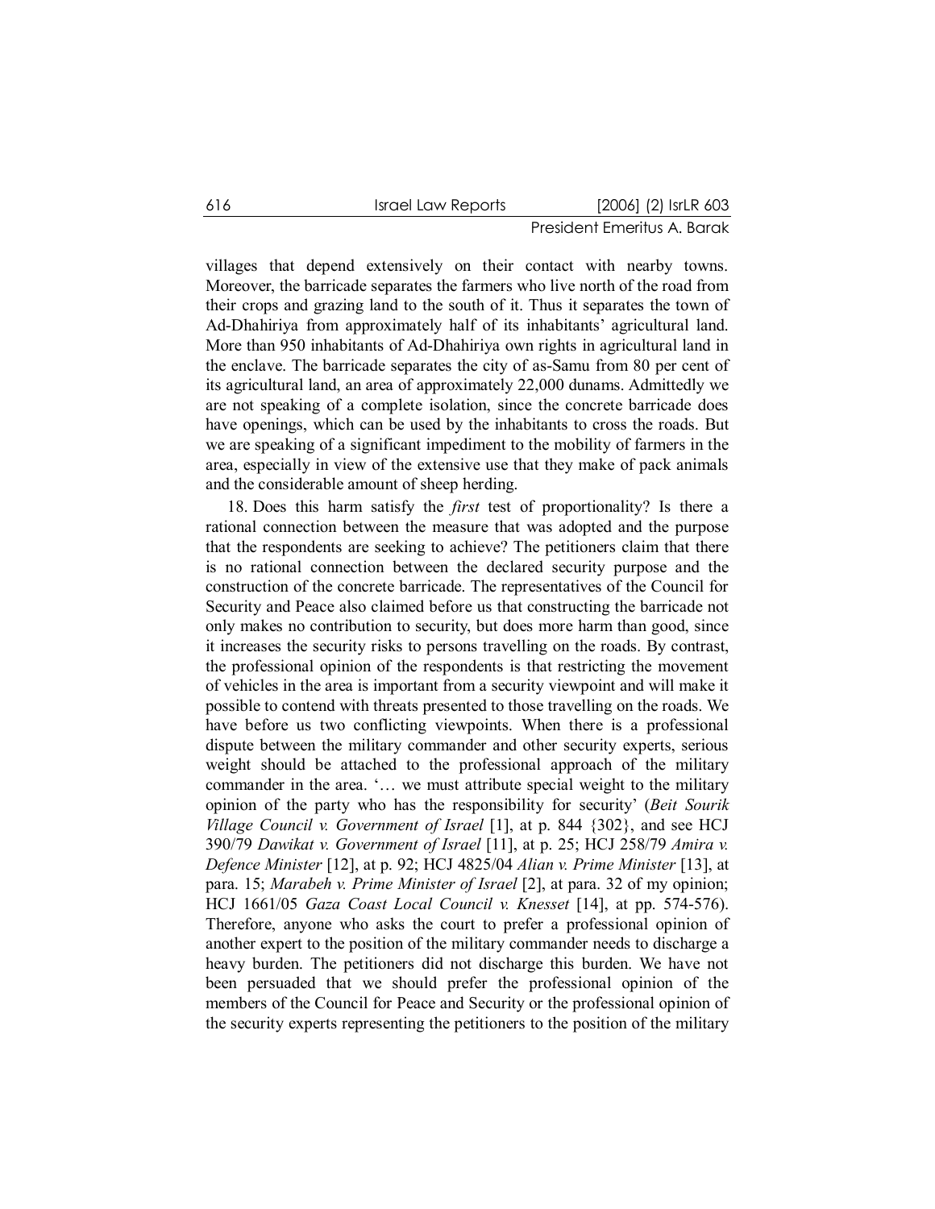villages that depend extensively on their contact with nearby towns. Moreover, the barricade separates the farmers who live north of the road from their crops and grazing land to the south of it. Thus it separates the town of Ad-Dhahiriya from approximately half of its inhabitants' agricultural land. More than 950 inhabitants of Ad-Dhahiriya own rights in agricultural land in the enclave. The barricade separates the city of as-Samu from 80 per cent of its agricultural land, an area of approximately 22,000 dunams. Admittedly we are not speaking of a complete isolation, since the concrete barricade does have openings, which can be used by the inhabitants to cross the roads. But we are speaking of a significant impediment to the mobility of farmers in the area, especially in view of the extensive use that they make of pack animals and the considerable amount of sheep herding.

18. Does this harm satisfy the *first* test of proportionality? Is there a rational connection between the measure that was adopted and the purpose that the respondents are seeking to achieve? The petitioners claim that there is no rational connection between the declared security purpose and the construction of the concrete barricade. The representatives of the Council for Security and Peace also claimed before us that constructing the barricade not only makes no contribution to security, but does more harm than good, since it increases the security risks to persons travelling on the roads. By contrast, the professional opinion of the respondents is that restricting the movement of vehicles in the area is important from a security viewpoint and will make it possible to contend with threats presented to those travelling on the roads. We have before us two conflicting viewpoints. When there is a professional dispute between the military commander and other security experts, serious weight should be attached to the professional approach of the military commander in the area. '… we must attribute special weight to the military opinion of the party who has the responsibility for security' (*Beit Sourik Village Council v. Government of Israel* [1], at p. 844 {302}, and see HCJ 390/79 *Dawikat v. Government of Israel* [11], at p. 25; HCJ 258/79 *Amira v. Defence Minister* [12], at p. 92; HCJ 4825/04 *Alian v. Prime Minister* [13], at para. 15; *Marabeh v. Prime Minister of Israel* [2], at para. 32 of my opinion; HCJ 1661/05 *Gaza Coast Local Council v. Knesset* [14], at pp. 574-576). Therefore, anyone who asks the court to prefer a professional opinion of another expert to the position of the military commander needs to discharge a heavy burden. The petitioners did not discharge this burden. We have not been persuaded that we should prefer the professional opinion of the members of the Council for Peace and Security or the professional opinion of the security experts representing the petitioners to the position of the military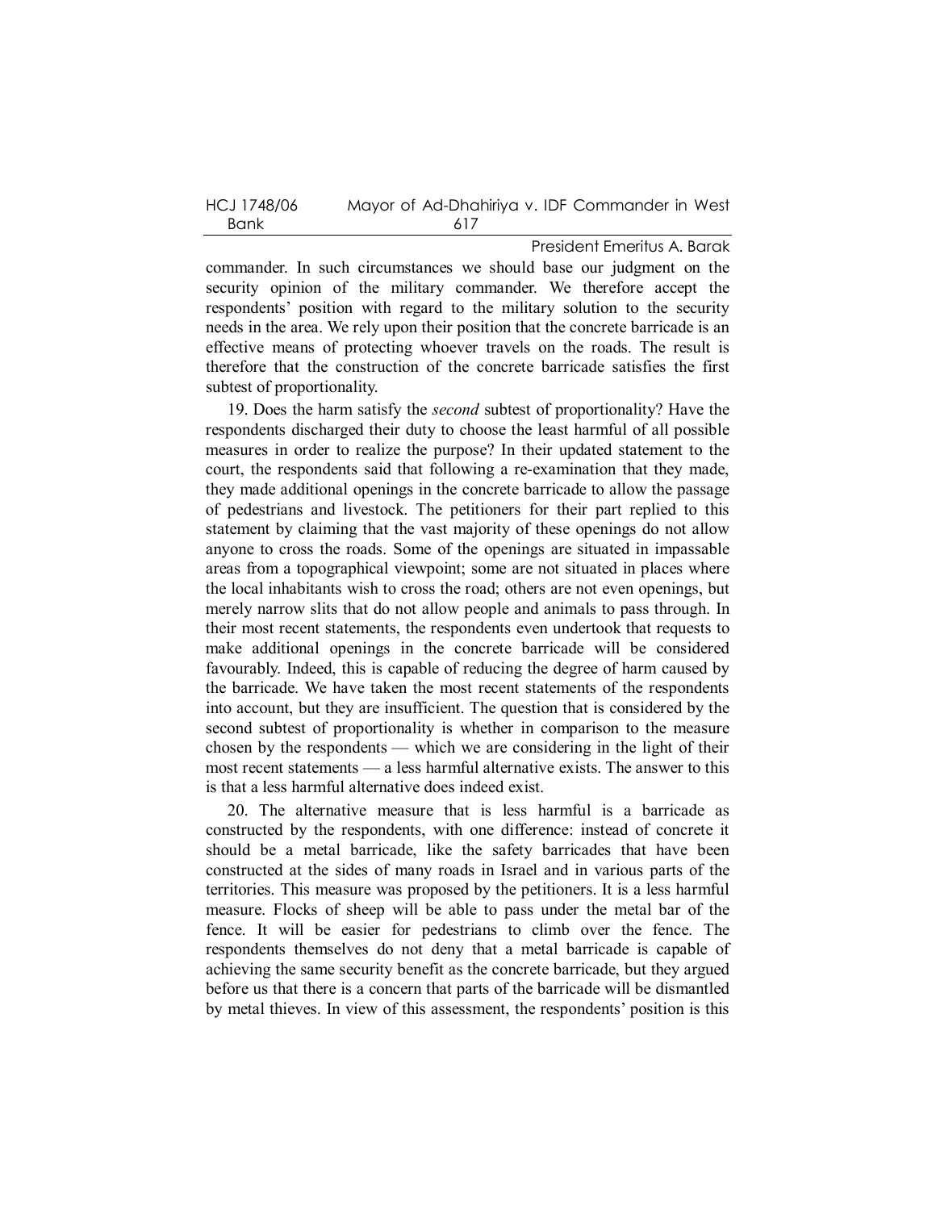commander. In such circumstances we should base our judgment on the security opinion of the military commander. We therefore accept the respondents' position with regard to the military solution to the security needs in the area. We rely upon their position that the concrete barricade is an effective means of protecting whoever travels on the roads. The result is therefore that the construction of the concrete barricade satisfies the first subtest of proportionality.

19. Does the harm satisfy the *second* subtest of proportionality? Have the respondents discharged their duty to choose the least harmful of all possible measures in order to realize the purpose? In their updated statement to the court, the respondents said that following a re-examination that they made, they made additional openings in the concrete barricade to allow the passage of pedestrians and livestock. The petitioners for their part replied to this statement by claiming that the vast majority of these openings do not allow anyone to cross the roads. Some of the openings are situated in impassable areas from a topographical viewpoint; some are not situated in places where the local inhabitants wish to cross the road; others are not even openings, but merely narrow slits that do not allow people and animals to pass through. In their most recent statements, the respondents even undertook that requests to make additional openings in the concrete barricade will be considered favourably. Indeed, this is capable of reducing the degree of harm caused by the barricade. We have taken the most recent statements of the respondents into account, but they are insufficient. The question that is considered by the second subtest of proportionality is whether in comparison to the measure chosen by the respondents — which we are considering in the light of their most recent statements — a less harmful alternative exists. The answer to this is that a less harmful alternative does indeed exist.

20. The alternative measure that is less harmful is a barricade as constructed by the respondents, with one difference: instead of concrete it should be a metal barricade, like the safety barricades that have been constructed at the sides of many roads in Israel and in various parts of the territories. This measure was proposed by the petitioners. It is a less harmful measure. Flocks of sheep will be able to pass under the metal bar of the fence. It will be easier for pedestrians to climb over the fence. The respondents themselves do not deny that a metal barricade is capable of achieving the same security benefit as the concrete barricade, but they argued before us that there is a concern that parts of the barricade will be dismantled by metal thieves. In view of this assessment, the respondents' position is this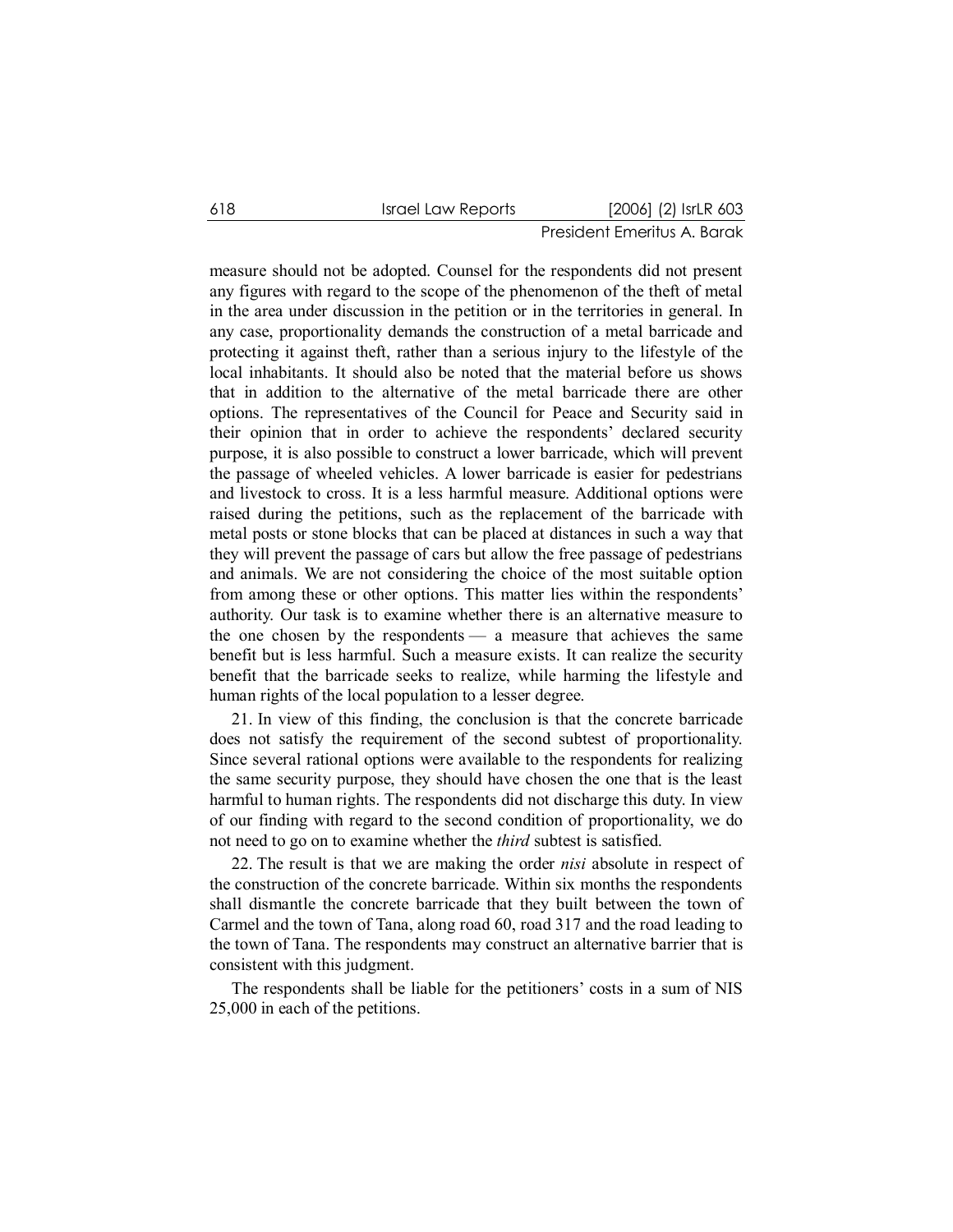measure should not be adopted. Counsel for the respondents did not present any figures with regard to the scope of the phenomenon of the theft of metal in the area under discussion in the petition or in the territories in general. In any case, proportionality demands the construction of a metal barricade and protecting it against theft, rather than a serious injury to the lifestyle of the local inhabitants. It should also be noted that the material before us shows that in addition to the alternative of the metal barricade there are other options. The representatives of the Council for Peace and Security said in their opinion that in order to achieve the respondents' declared security purpose, it is also possible to construct a lower barricade, which will prevent the passage of wheeled vehicles. A lower barricade is easier for pedestrians and livestock to cross. It is a less harmful measure. Additional options were raised during the petitions, such as the replacement of the barricade with metal posts or stone blocks that can be placed at distances in such a way that they will prevent the passage of cars but allow the free passage of pedestrians and animals. We are not considering the choice of the most suitable option from among these or other options. This matter lies within the respondents' authority. Our task is to examine whether there is an alternative measure to the one chosen by the respondents — a measure that achieves the same benefit but is less harmful. Such a measure exists. It can realize the security benefit that the barricade seeks to realize, while harming the lifestyle and human rights of the local population to a lesser degree.

21. In view of this finding, the conclusion is that the concrete barricade does not satisfy the requirement of the second subtest of proportionality. Since several rational options were available to the respondents for realizing the same security purpose, they should have chosen the one that is the least harmful to human rights. The respondents did not discharge this duty. In view of our finding with regard to the second condition of proportionality, we do not need to go on to examine whether the *third* subtest is satisfied.

22. The result is that we are making the order *nisi* absolute in respect of the construction of the concrete barricade. Within six months the respondents shall dismantle the concrete barricade that they built between the town of Carmel and the town of Tana, along road 60, road 317 and the road leading to the town of Tana. The respondents may construct an alternative barrier that is consistent with this judgment.

The respondents shall be liable for the petitioners' costs in a sum of NIS 25,000 in each of the petitions.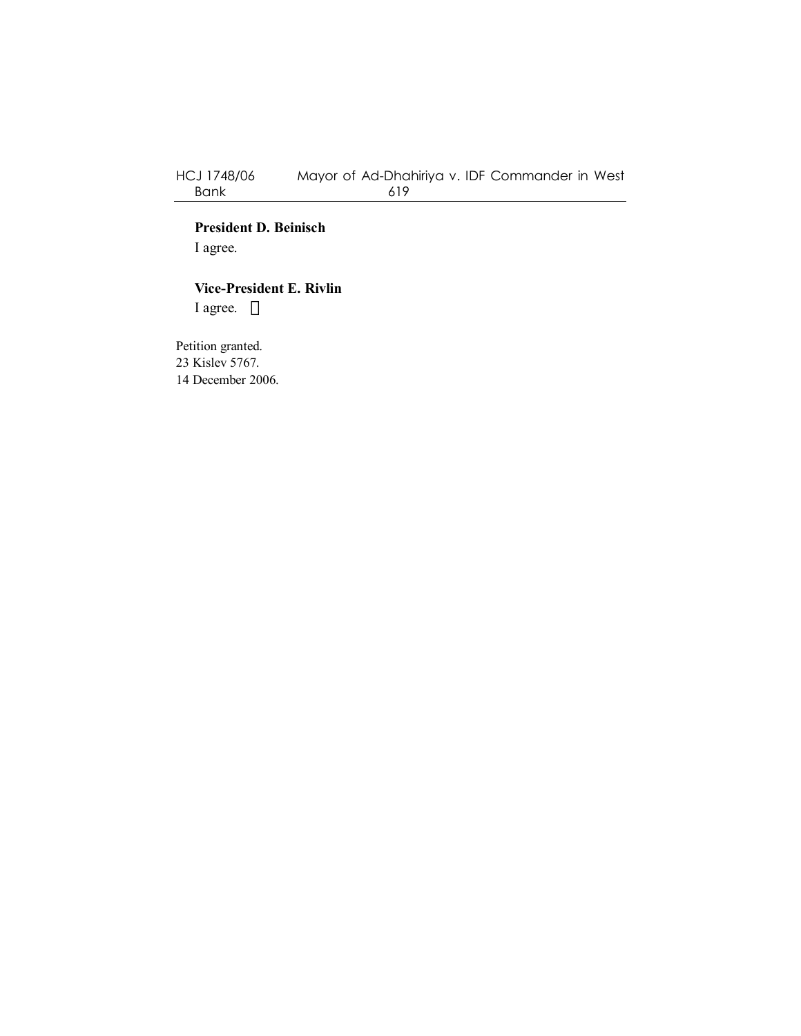**President D. Beinisch**

I agree.

**Vice-President E. Rivlin**

I agree.

Petition granted.
23 Kislev 5767.
14 December 2006.